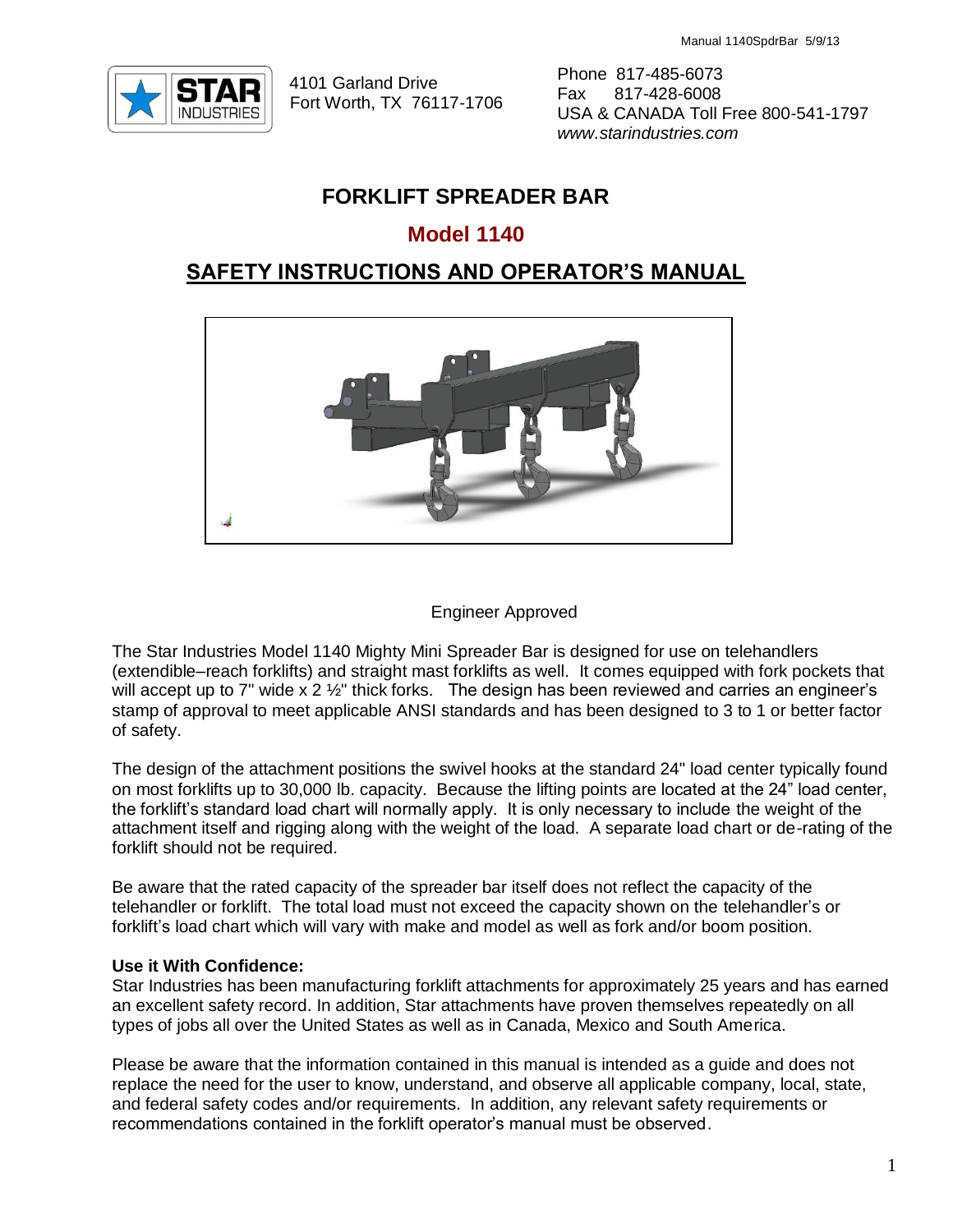4101 Garland Drive
Fort Worth, TX 76117-1706

Phone 817-485-6073
Fax 817-428-6008
USA & CANADA Toll Free 800-541-1797
*www.starindustries.com*

# FORKLIFT SPREADER BAR

## Model 1140

## SAFETY INSTRUCTIONS AND OPERATOR'S MANUAL

Engineer Approved

The Star Industries Model 1140 Mighty Mini Spreader Bar is designed for use on telehandlers (extendible–reach forklifts) and straight mast forklifts as well. It comes equipped with fork pockets that will accept up to 7" wide x 2 ½" thick forks. The design has been reviewed and carries an engineer's stamp of approval to meet applicable ANSI standards and has been designed to 3 to 1 or better factor of safety.

The design of the attachment positions the swivel hooks at the standard 24" load center typically found on most forklifts up to 30,000 lb. capacity. Because the lifting points are located at the 24" load center, the forklift's standard load chart will normally apply. It is only necessary to include the weight of the attachment itself and rigging along with the weight of the load. A separate load chart or de-rating of the forklift should not be required.

Be aware that the rated capacity of the spreader bar itself does not reflect the capacity of the telehandler or forklift. The total load must not exceed the capacity shown on the telehandler's or forklift's load chart which will vary with make and model as well as fork and/or boom position.

**Use it With Confidence:**
Star Industries has been manufacturing forklift attachments for approximately 25 years and has earned an excellent safety record. In addition, Star attachments have proven themselves repeatedly on all types of jobs all over the United States as well as in Canada, Mexico and South America.

Please be aware that the information contained in this manual is intended as a guide and does not replace the need for the user to know, understand, and observe all applicable company, local, state, and federal safety codes and/or requirements. In addition, any relevant safety requirements or recommendations contained in the forklift operator's manual must be observed.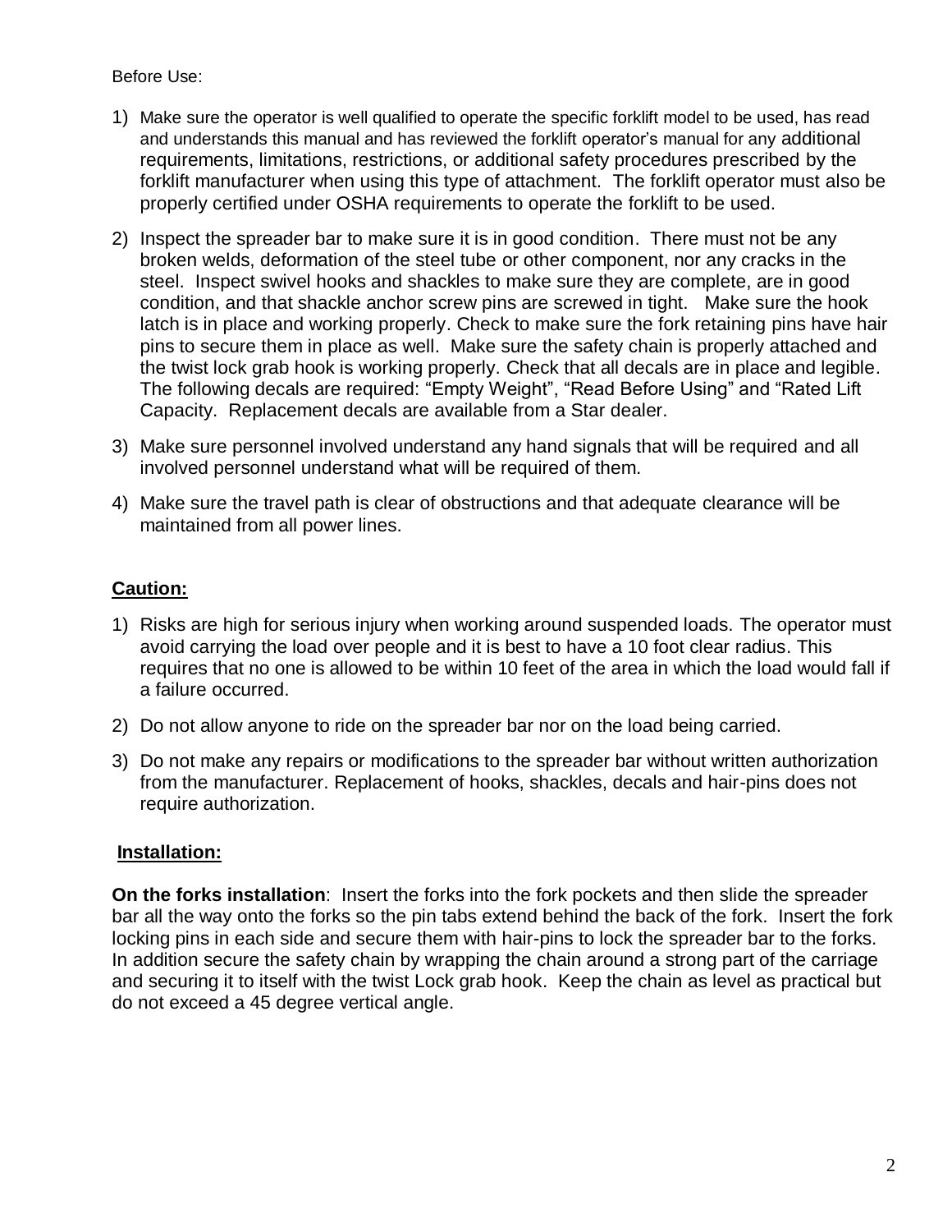Before Use:

1) Make sure the operator is well qualified to operate the specific forklift model to be used, has read and understands this manual and has reviewed the forklift operator's manual for any additional requirements, limitations, restrictions, or additional safety procedures prescribed by the forklift manufacturer when using this type of attachment. The forklift operator must also be properly certified under OSHA requirements to operate the forklift to be used.
2) Inspect the spreader bar to make sure it is in good condition. There must not be any broken welds, deformation of the steel tube or other component, nor any cracks in the steel. Inspect swivel hooks and shackles to make sure they are complete, are in good condition, and that shackle anchor screw pins are screwed in tight. Make sure the hook latch is in place and working properly. Check to make sure the fork retaining pins have hair pins to secure them in place as well. Make sure the safety chain is properly attached and the twist lock grab hook is working properly. Check that all decals are in place and legible. The following decals are required: "Empty Weight", "Read Before Using" and "Rated Lift Capacity. Replacement decals are available from a Star dealer.
3) Make sure personnel involved understand any hand signals that will be required and all involved personnel understand what will be required of them.
4) Make sure the travel path is clear of obstructions and that adequate clearance will be maintained from all power lines.

## Caution:

1) Risks are high for serious injury when working around suspended loads. The operator must avoid carrying the load over people and it is best to have a 10 foot clear radius. This requires that no one is allowed to be within 10 feet of the area in which the load would fall if a failure occurred.
2) Do not allow anyone to ride on the spreader bar nor on the load being carried.
3) Do not make any repairs or modifications to the spreader bar without written authorization from the manufacturer. Replacement of hooks, shackles, decals and hair-pins does not require authorization.

## Installation:

**On the forks installation**: Insert the forks into the fork pockets and then slide the spreader bar all the way onto the forks so the pin tabs extend behind the back of the fork. Insert the fork locking pins in each side and secure them with hair-pins to lock the spreader bar to the forks. In addition secure the safety chain by wrapping the chain around a strong part of the carriage and securing it to itself with the twist Lock grab hook. Keep the chain as level as practical but do not exceed a 45 degree vertical angle.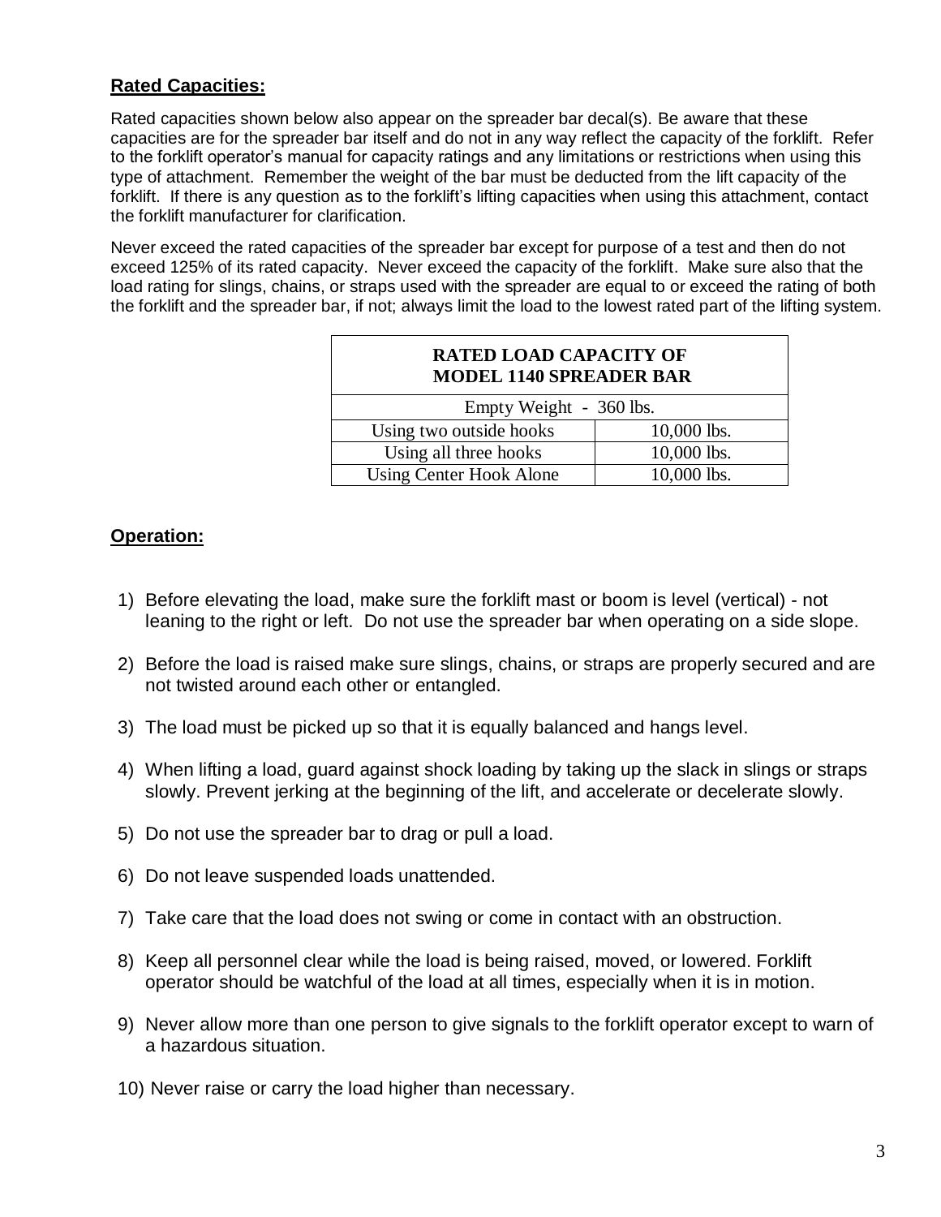## Rated Capacities:

Rated capacities shown below also appear on the spreader bar decal(s). Be aware that these capacities are for the spreader bar itself and do not in any way reflect the capacity of the forklift. Refer to the forklift operator's manual for capacity ratings and any limitations or restrictions when using this type of attachment. Remember the weight of the bar must be deducted from the lift capacity of the forklift. If there is any question as to the forklift's lifting capacities when using this attachment, contact the forklift manufacturer for clarification.

Never exceed the rated capacities of the spreader bar except for purpose of a test and then do not exceed 125% of its rated capacity. Never exceed the capacity of the forklift. Make sure also that the load rating for slings, chains, or straps used with the spreader are equal to or exceed the rating of both the forklift and the spreader bar, if not; always limit the load to the lowest rated part of the lifting system.

| **RATED LOAD CAPACITY OF MODEL 1140 SPREADER BAR** | |
|---|---|
| Empty Weight - 360 lbs. | |
| Using two outside hooks | 10,000 lbs. |
| Using all three hooks | 10,000 lbs. |
| Using Center Hook Alone | 10,000 lbs. |

## Operation:

1) Before elevating the load, make sure the forklift mast or boom is level (vertical) - not leaning to the right or left. Do not use the spreader bar when operating on a side slope.
2) Before the load is raised make sure slings, chains, or straps are properly secured and are not twisted around each other or entangled.
3) The load must be picked up so that it is equally balanced and hangs level.
4) When lifting a load, guard against shock loading by taking up the slack in slings or straps slowly. Prevent jerking at the beginning of the lift, and accelerate or decelerate slowly.
5) Do not use the spreader bar to drag or pull a load.
6) Do not leave suspended loads unattended.
7) Take care that the load does not swing or come in contact with an obstruction.
8) Keep all personnel clear while the load is being raised, moved, or lowered. Forklift operator should be watchful of the load at all times, especially when it is in motion.
9) Never allow more than one person to give signals to the forklift operator except to warn of a hazardous situation.
10) Never raise or carry the load higher than necessary.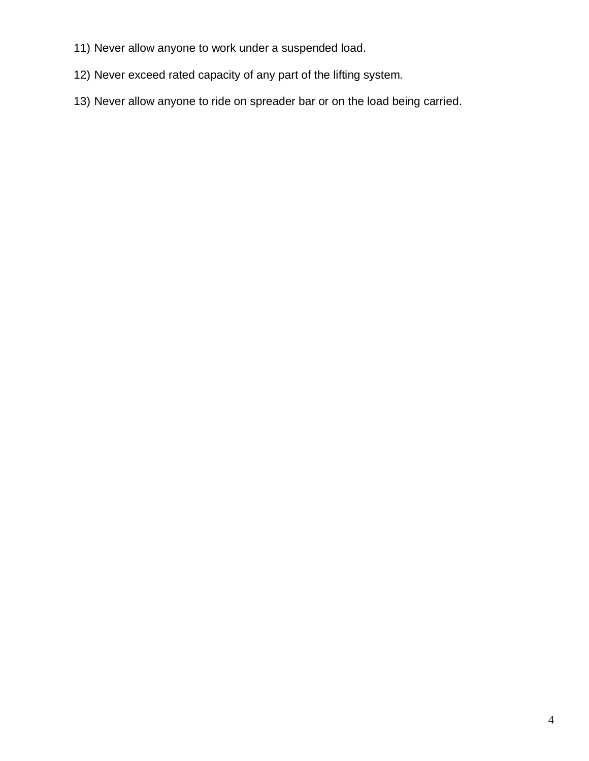11) Never allow anyone to work under a suspended load.

12) Never exceed rated capacity of any part of the lifting system.

13) Never allow anyone to ride on spreader bar or on the load being carried.